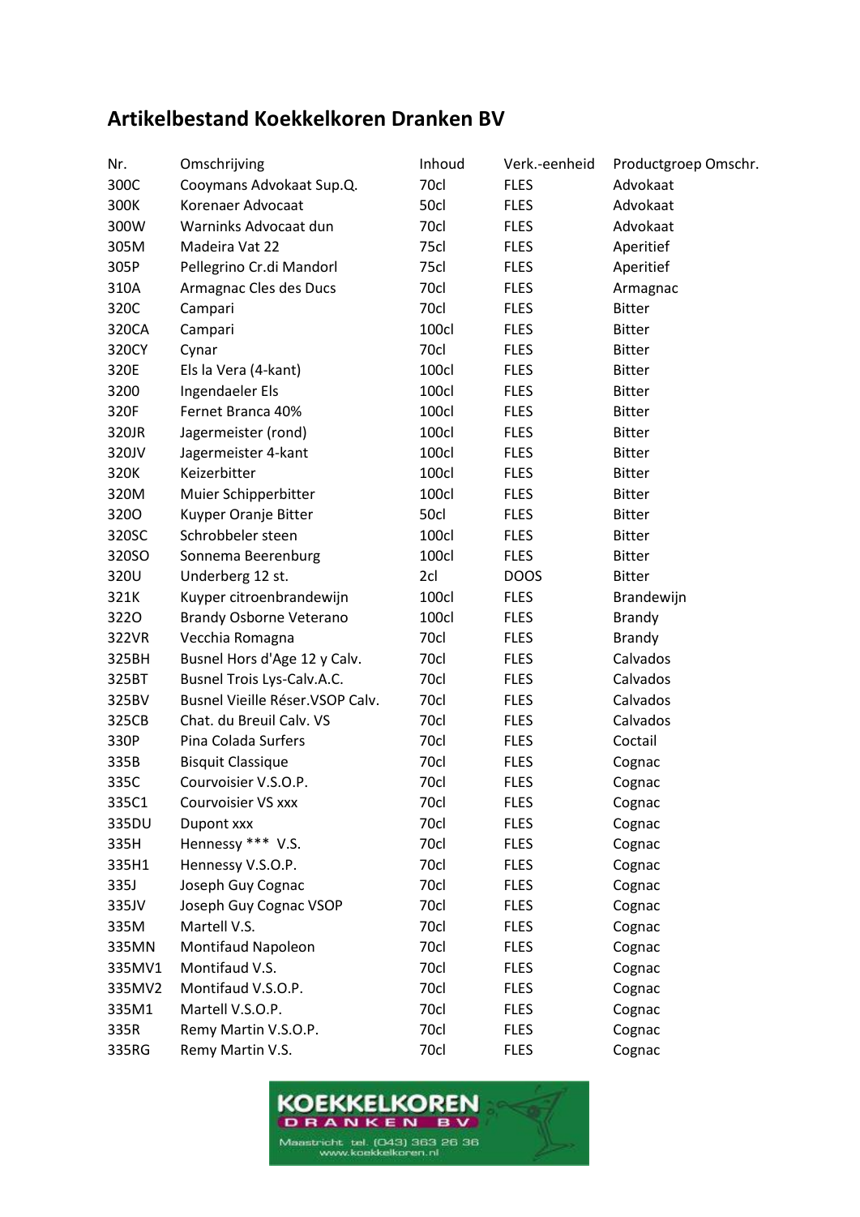# Artikelbestand Koekkelkoren Dranken BV

| Nr. | Omschrijving | Inhoud | Verk.-eenheid | Productgroep Omschr. |
|---|---|---|---|---|
| 300C | Cooymans Advokaat Sup.Q. | 70cl | FLES | Advokaat |
| 300K | Korenaer Advocaat | 50cl | FLES | Advokaat |
| 300W | Warninks Advocaat dun | 70cl | FLES | Advokaat |
| 305M | Madeira Vat 22 | 75cl | FLES | Aperitief |
| 305P | Pellegrino Cr.di Mandorl | 75cl | FLES | Aperitief |
| 310A | Armagnac Cles des Ducs | 70cl | FLES | Armagnac |
| 320C | Campari | 70cl | FLES | Bitter |
| 320CA | Campari | 100cl | FLES | Bitter |
| 320CY | Cynar | 70cl | FLES | Bitter |
| 320E | Els la Vera (4-kant) | 100cl | FLES | Bitter |
| 3200 | Ingendaeler Els | 100cl | FLES | Bitter |
| 320F | Fernet Branca 40% | 100cl | FLES | Bitter |
| 320JR | Jagermeister (rond) | 100cl | FLES | Bitter |
| 320JV | Jagermeister 4-kant | 100cl | FLES | Bitter |
| 320K | Keizerbitter | 100cl | FLES | Bitter |
| 320M | Muier Schipperbitter | 100cl | FLES | Bitter |
| 320O | Kuyper Oranje Bitter | 50cl | FLES | Bitter |
| 320SC | Schrobbeler steen | 100cl | FLES | Bitter |
| 320SO | Sonnema Beerenburg | 100cl | FLES | Bitter |
| 320U | Underberg 12 st. | 2cl | DOOS | Bitter |
| 321K | Kuyper citroenbrandewijn | 100cl | FLES | Brandewijn |
| 322O | Brandy Osborne Veterano | 100cl | FLES | Brandy |
| 322VR | Vecchia Romagna | 70cl | FLES | Brandy |
| 325BH | Busnel Hors d'Age 12 y Calv. | 70cl | FLES | Calvados |
| 325BT | Busnel Trois Lys-Calv.A.C. | 70cl | FLES | Calvados |
| 325BV | Busnel Vieille Réser.VSOP Calv. | 70cl | FLES | Calvados |
| 325CB | Chat. du Breuil Calv. VS | 70cl | FLES | Calvados |
| 330P | Pina Colada Surfers | 70cl | FLES | Coctail |
| 335B | Bisquit Classique | 70cl | FLES | Cognac |
| 335C | Courvoisier V.S.O.P. | 70cl | FLES | Cognac |
| 335C1 | Courvoisier VS xxx | 70cl | FLES | Cognac |
| 335DU | Dupont xxx | 70cl | FLES | Cognac |
| 335H | Hennessy *** V.S. | 70cl | FLES | Cognac |
| 335H1 | Hennessy V.S.O.P. | 70cl | FLES | Cognac |
| 335J | Joseph Guy Cognac | 70cl | FLES | Cognac |
| 335JV | Joseph Guy Cognac VSOP | 70cl | FLES | Cognac |
| 335M | Martell V.S. | 70cl | FLES | Cognac |
| 335MN | Montifaud Napoleon | 70cl | FLES | Cognac |
| 335MV1 | Montifaud V.S. | 70cl | FLES | Cognac |
| 335MV2 | Montifaud V.S.O.P. | 70cl | FLES | Cognac |
| 335M1 | Martell V.S.O.P. | 70cl | FLES | Cognac |
| 335R | Remy Martin V.S.O.P. | 70cl | FLES | Cognac |
| 335RG | Remy Martin V.S. | 70cl | FLES | Cognac |

KOEKKELKOREN DRANKEN BV
Maastricht tel. (043) 363 26 36
www.koekkelkoren.nl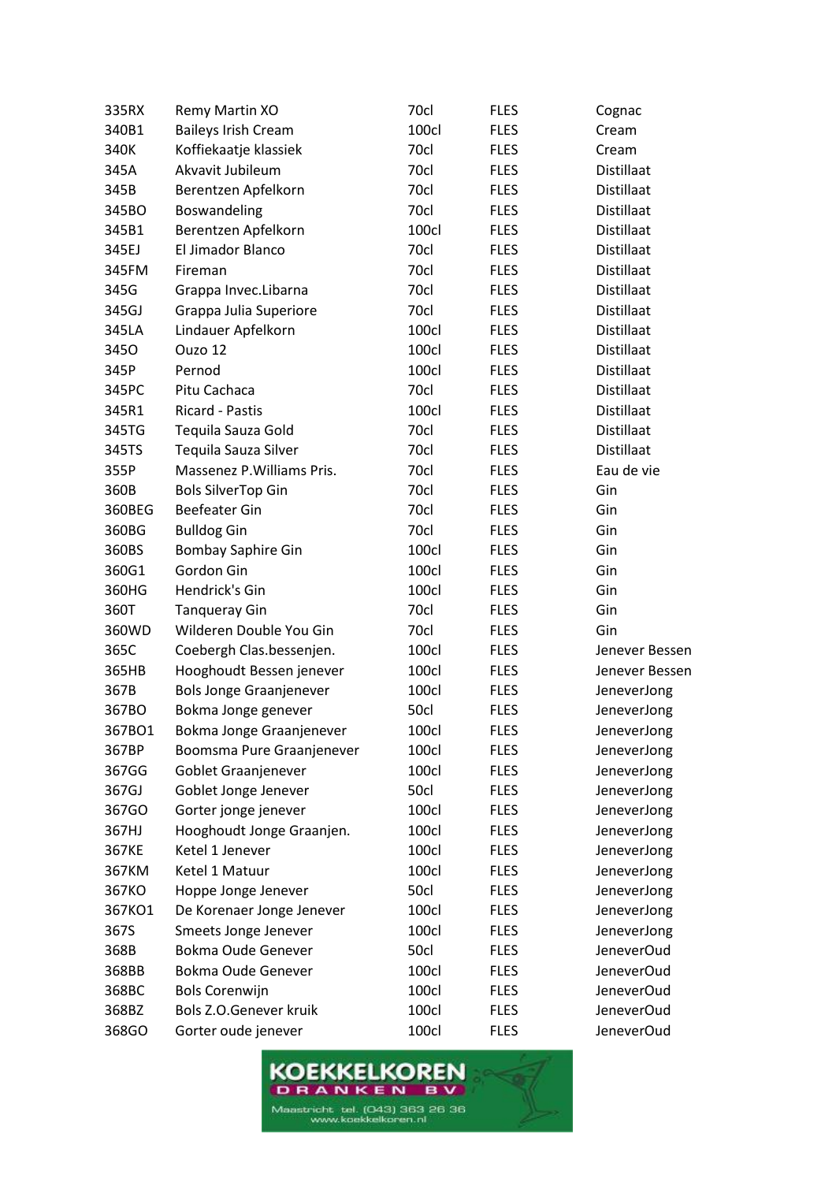| | | | | |
|---|---|---|---|---|
| 335RX | Remy Martin XO | 70cl | FLES | Cognac |
| 340B1 | Baileys Irish Cream | 100cl | FLES | Cream |
| 340K | Koffiekaatje klassiek | 70cl | FLES | Cream |
| 345A | Akvavit Jubileum | 70cl | FLES | Distillaat |
| 345B | Berentzen Apfelkorn | 70cl | FLES | Distillaat |
| 345BO | Boswandeling | 70cl | FLES | Distillaat |
| 345B1 | Berentzen Apfelkorn | 100cl | FLES | Distillaat |
| 345EJ | El Jimador Blanco | 70cl | FLES | Distillaat |
| 345FM | Fireman | 70cl | FLES | Distillaat |
| 345G | Grappa Invec.Libarna | 70cl | FLES | Distillaat |
| 345GJ | Grappa Julia Superiore | 70cl | FLES | Distillaat |
| 345LA | Lindauer Apfelkorn | 100cl | FLES | Distillaat |
| 345O | Ouzo 12 | 100cl | FLES | Distillaat |
| 345P | Pernod | 100cl | FLES | Distillaat |
| 345PC | Pitu Cachaca | 70cl | FLES | Distillaat |
| 345R1 | Ricard - Pastis | 100cl | FLES | Distillaat |
| 345TG | Tequila Sauza Gold | 70cl | FLES | Distillaat |
| 345TS | Tequila Sauza Silver | 70cl | FLES | Distillaat |
| 355P | Massenez P.Williams Pris. | 70cl | FLES | Eau de vie |
| 360B | Bols SilverTop Gin | 70cl | FLES | Gin |
| 360BEG | Beefeater Gin | 70cl | FLES | Gin |
| 360BG | Bulldog Gin | 70cl | FLES | Gin |
| 360BS | Bombay Saphire Gin | 100cl | FLES | Gin |
| 360G1 | Gordon Gin | 100cl | FLES | Gin |
| 360HG | Hendrick's Gin | 100cl | FLES | Gin |
| 360T | Tanqueray Gin | 70cl | FLES | Gin |
| 360WD | Wilderen Double You Gin | 70cl | FLES | Gin |
| 365C | Coebergh Clas.bessenjen. | 100cl | FLES | Jenever Bessen |
| 365HB | Hooghoudt Bessen jenever | 100cl | FLES | Jenever Bessen |
| 367B | Bols Jonge Graanjenever | 100cl | FLES | JeneverJong |
| 367BO | Bokma Jonge genever | 50cl | FLES | JeneverJong |
| 367BO1 | Bokma Jonge Graanjenever | 100cl | FLES | JeneverJong |
| 367BP | Boomsma Pure Graanjenever | 100cl | FLES | JeneverJong |
| 367GG | Goblet Graanjenever | 100cl | FLES | JeneverJong |
| 367GJ | Goblet Jonge Jenever | 50cl | FLES | JeneverJong |
| 367GO | Gorter jonge jenever | 100cl | FLES | JeneverJong |
| 367HJ | Hooghoudt Jonge Graanjen. | 100cl | FLES | JeneverJong |
| 367KE | Ketel 1 Jenever | 100cl | FLES | JeneverJong |
| 367KM | Ketel 1 Matuur | 100cl | FLES | JeneverJong |
| 367KO | Hoppe Jonge Jenever | 50cl | FLES | JeneverJong |
| 367KO1 | De Korenaer Jonge Jenever | 100cl | FLES | JeneverJong |
| 367S | Smeets Jonge Jenever | 100cl | FLES | JeneverJong |
| 368B | Bokma Oude Genever | 50cl | FLES | JeneverOud |
| 368BB | Bokma Oude Genever | 100cl | FLES | JeneverOud |
| 368BC | Bols Corenwijn | 100cl | FLES | JeneverOud |
| 368BZ | Bols Z.O.Genever kruik | 100cl | FLES | JeneverOud |
| 368GO | Gorter oude jenever | 100cl | FLES | JeneverOud |

KOEKKELKOREN DRANKEN BV
Maastricht tel. (043) 363 26 36
www.koekkelkoren.nl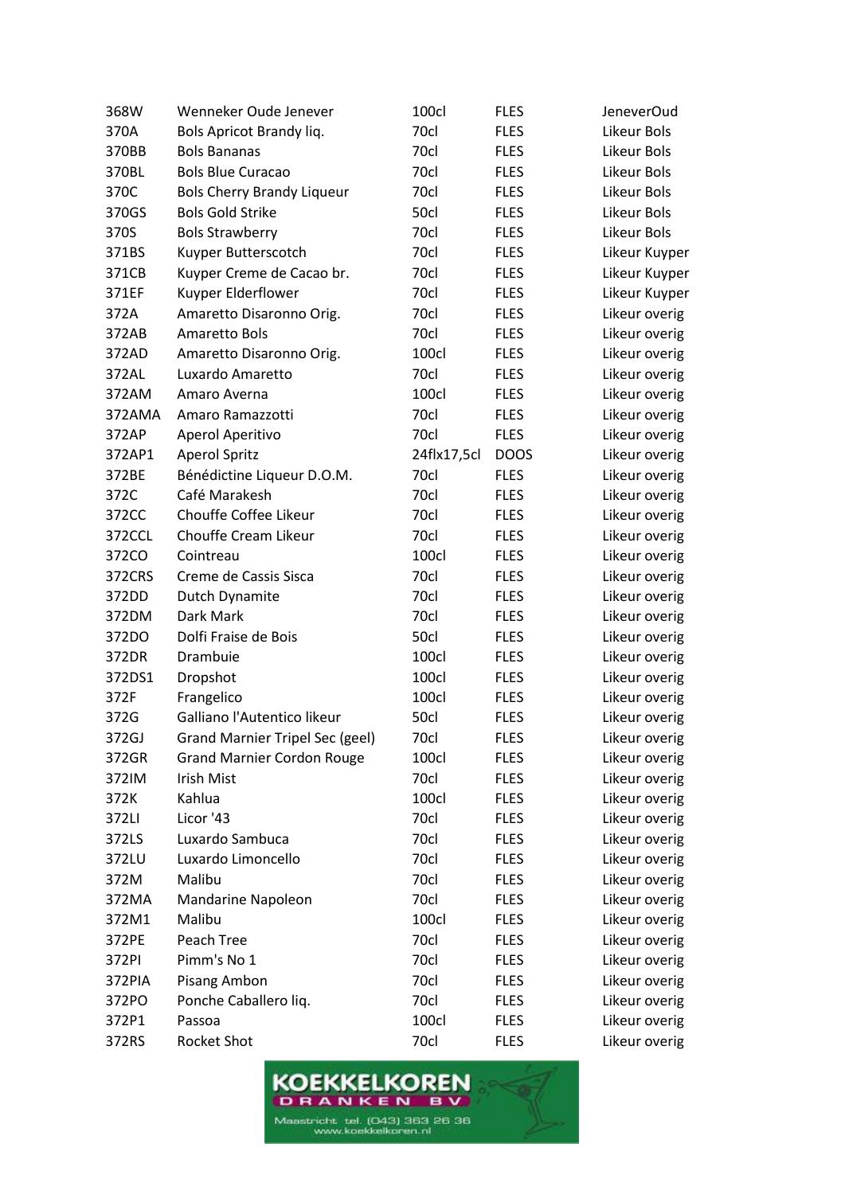| | | | | |
|---|---|---|---|---|
| 368W | Wenneker Oude Jenever | 100cl | FLES | JeneverOud |
| 370A | Bols Apricot Brandy liq. | 70cl | FLES | Likeur Bols |
| 370BB | Bols Bananas | 70cl | FLES | Likeur Bols |
| 370BL | Bols Blue Curacao | 70cl | FLES | Likeur Bols |
| 370C | Bols Cherry Brandy Liqueur | 70cl | FLES | Likeur Bols |
| 370GS | Bols Gold Strike | 50cl | FLES | Likeur Bols |
| 370S | Bols Strawberry | 70cl | FLES | Likeur Bols |
| 371BS | Kuyper Butterscotch | 70cl | FLES | Likeur Kuyper |
| 371CB | Kuyper Creme de Cacao br. | 70cl | FLES | Likeur Kuyper |
| 371EF | Kuyper Elderflower | 70cl | FLES | Likeur Kuyper |
| 372A | Amaretto Disaronno Orig. | 70cl | FLES | Likeur overig |
| 372AB | Amaretto Bols | 70cl | FLES | Likeur overig |
| 372AD | Amaretto Disaronno Orig. | 100cl | FLES | Likeur overig |
| 372AL | Luxardo Amaretto | 70cl | FLES | Likeur overig |
| 372AM | Amaro Averna | 100cl | FLES | Likeur overig |
| 372AMA | Amaro Ramazzotti | 70cl | FLES | Likeur overig |
| 372AP | Aperol Aperitivo | 70cl | FLES | Likeur overig |
| 372AP1 | Aperol Spritz | 24flx17,5cl | DOOS | Likeur overig |
| 372BE | Bénédictine Liqueur D.O.M. | 70cl | FLES | Likeur overig |
| 372C | Café Marakesh | 70cl | FLES | Likeur overig |
| 372CC | Chouffe Coffee Likeur | 70cl | FLES | Likeur overig |
| 372CCL | Chouffe Cream Likeur | 70cl | FLES | Likeur overig |
| 372CO | Cointreau | 100cl | FLES | Likeur overig |
| 372CRS | Creme de Cassis Sisca | 70cl | FLES | Likeur overig |
| 372DD | Dutch Dynamite | 70cl | FLES | Likeur overig |
| 372DM | Dark Mark | 70cl | FLES | Likeur overig |
| 372DO | Dolfi Fraise de Bois | 50cl | FLES | Likeur overig |
| 372DR | Drambuie | 100cl | FLES | Likeur overig |
| 372DS1 | Dropshot | 100cl | FLES | Likeur overig |
| 372F | Frangelico | 100cl | FLES | Likeur overig |
| 372G | Galliano l'Autentico likeur | 50cl | FLES | Likeur overig |
| 372GJ | Grand Marnier Tripel Sec (geel) | 70cl | FLES | Likeur overig |
| 372GR | Grand Marnier Cordon Rouge | 100cl | FLES | Likeur overig |
| 372IM | Irish Mist | 70cl | FLES | Likeur overig |
| 372K | Kahlua | 100cl | FLES | Likeur overig |
| 372LI | Licor '43 | 70cl | FLES | Likeur overig |
| 372LS | Luxardo Sambuca | 70cl | FLES | Likeur overig |
| 372LU | Luxardo Limoncello | 70cl | FLES | Likeur overig |
| 372M | Malibu | 70cl | FLES | Likeur overig |
| 372MA | Mandarine Napoleon | 70cl | FLES | Likeur overig |
| 372M1 | Malibu | 100cl | FLES | Likeur overig |
| 372PE | Peach Tree | 70cl | FLES | Likeur overig |
| 372PI | Pimm's No 1 | 70cl | FLES | Likeur overig |
| 372PIA | Pisang Ambon | 70cl | FLES | Likeur overig |
| 372PO | Ponche Caballero liq. | 70cl | FLES | Likeur overig |
| 372P1 | Passoa | 100cl | FLES | Likeur overig |
| 372RS | Rocket Shot | 70cl | FLES | Likeur overig |

KOEKKELKOREN DRANKEN BV
Maastricht tel. (043) 363 26 36
www.koekkelkoren.nl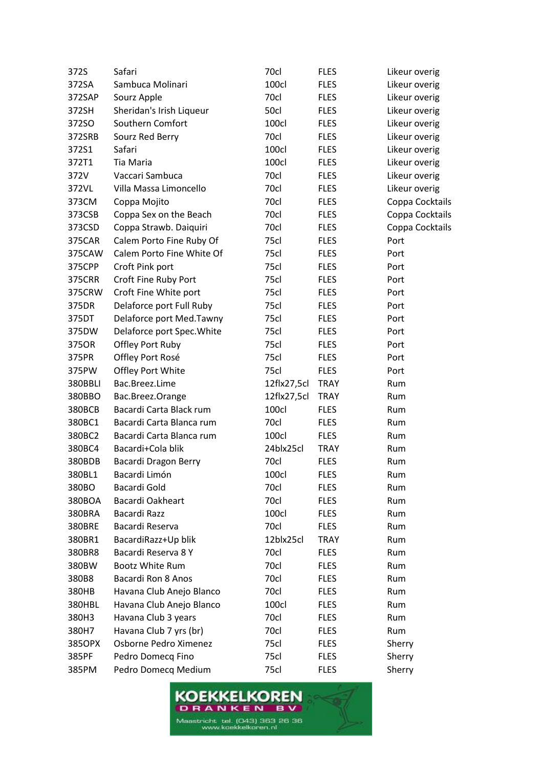| | | | | |
|---|---|---|---|---|
| 372S | Safari | 70cl | FLES | Likeur overig |
| 372SA | Sambuca Molinari | 100cl | FLES | Likeur overig |
| 372SAP | Sourz Apple | 70cl | FLES | Likeur overig |
| 372SH | Sheridan's Irish Liqueur | 50cl | FLES | Likeur overig |
| 372SO | Southern Comfort | 100cl | FLES | Likeur overig |
| 372SRB | Sourz Red Berry | 70cl | FLES | Likeur overig |
| 372S1 | Safari | 100cl | FLES | Likeur overig |
| 372T1 | Tia Maria | 100cl | FLES | Likeur overig |
| 372V | Vaccari Sambuca | 70cl | FLES | Likeur overig |
| 372VL | Villa Massa Limoncello | 70cl | FLES | Likeur overig |
| 373CM | Coppa Mojito | 70cl | FLES | Coppa Cocktails |
| 373CSB | Coppa Sex on the Beach | 70cl | FLES | Coppa Cocktails |
| 373CSD | Coppa Strawb. Daiquiri | 70cl | FLES | Coppa Cocktails |
| 375CAR | Calem Porto Fine Ruby Of | 75cl | FLES | Port |
| 375CAW | Calem Porto Fine White Of | 75cl | FLES | Port |
| 375CPP | Croft Pink port | 75cl | FLES | Port |
| 375CRR | Croft Fine Ruby Port | 75cl | FLES | Port |
| 375CRW | Croft Fine White port | 75cl | FLES | Port |
| 375DR | Delaforce port Full Ruby | 75cl | FLES | Port |
| 375DT | Delaforce port Med.Tawny | 75cl | FLES | Port |
| 375DW | Delaforce port Spec.White | 75cl | FLES | Port |
| 375OR | Offley Port Ruby | 75cl | FLES | Port |
| 375PR | Offley Port Rosé | 75cl | FLES | Port |
| 375PW | Offley Port White | 75cl | FLES | Port |
| 380BBLI | Bac.Breez.Lime | 12flx27,5cl | TRAY | Rum |
| 380BBO | Bac.Breez.Orange | 12flx27,5cl | TRAY | Rum |
| 380BCB | Bacardi Carta Black rum | 100cl | FLES | Rum |
| 380BC1 | Bacardi Carta Blanca rum | 70cl | FLES | Rum |
| 380BC2 | Bacardi Carta Blanca rum | 100cl | FLES | Rum |
| 380BC4 | Bacardi+Cola blik | 24blx25cl | TRAY | Rum |
| 380BDB | Bacardi Dragon Berry | 70cl | FLES | Rum |
| 380BL1 | Bacardi Limón | 100cl | FLES | Rum |
| 380BO | Bacardi Gold | 70cl | FLES | Rum |
| 380BOA | Bacardi Oakheart | 70cl | FLES | Rum |
| 380BRA | Bacardi Razz | 100cl | FLES | Rum |
| 380BRE | Bacardi Reserva | 70cl | FLES | Rum |
| 380BR1 | BacardiRazz+Up blik | 12blx25cl | TRAY | Rum |
| 380BR8 | Bacardi Reserva 8 Y | 70cl | FLES | Rum |
| 380BW | Bootz White Rum | 70cl | FLES | Rum |
| 380B8 | Bacardi Ron 8 Anos | 70cl | FLES | Rum |
| 380HB | Havana Club Anejo Blanco | 70cl | FLES | Rum |
| 380HBL | Havana Club Anejo Blanco | 100cl | FLES | Rum |
| 380H3 | Havana Club 3 years | 70cl | FLES | Rum |
| 380H7 | Havana Club 7 yrs (br) | 70cl | FLES | Rum |
| 385OPX | Osborne Pedro Ximenez | 75cl | FLES | Sherry |
| 385PF | Pedro Domecq Fino | 75cl | FLES | Sherry |
| 385PM | Pedro Domecq Medium | 75cl | FLES | Sherry |

KOEKKELKOREN DRANKEN BV
Maastricht tel. (043) 363 26 36
www.koekkelkoren.nl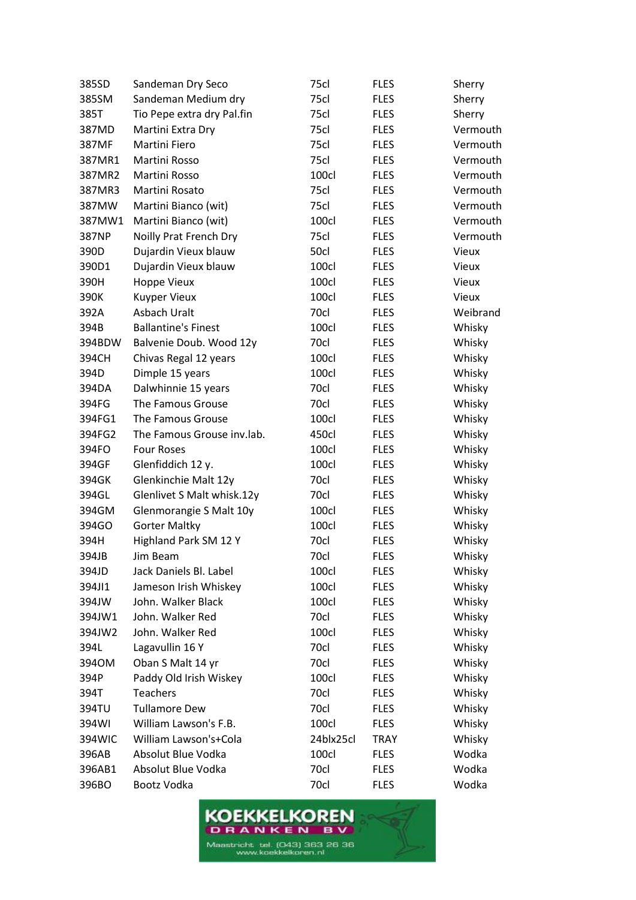| | | | | |
|---|---|---|---|---|
| 385SD | Sandeman Dry Seco | 75cl | FLES | Sherry |
| 385SM | Sandeman Medium dry | 75cl | FLES | Sherry |
| 385T | Tio Pepe extra dry Pal.fin | 75cl | FLES | Sherry |
| 387MD | Martini Extra Dry | 75cl | FLES | Vermouth |
| 387MF | Martini Fiero | 75cl | FLES | Vermouth |
| 387MR1 | Martini Rosso | 75cl | FLES | Vermouth |
| 387MR2 | Martini Rosso | 100cl | FLES | Vermouth |
| 387MR3 | Martini Rosato | 75cl | FLES | Vermouth |
| 387MW | Martini Bianco (wit) | 75cl | FLES | Vermouth |
| 387MW1 | Martini Bianco (wit) | 100cl | FLES | Vermouth |
| 387NP | Noilly Prat French Dry | 75cl | FLES | Vermouth |
| 390D | Dujardin Vieux blauw | 50cl | FLES | Vieux |
| 390D1 | Dujardin Vieux blauw | 100cl | FLES | Vieux |
| 390H | Hoppe Vieux | 100cl | FLES | Vieux |
| 390K | Kuyper Vieux | 100cl | FLES | Vieux |
| 392A | Asbach Uralt | 70cl | FLES | Weibrand |
| 394B | Ballantine's Finest | 100cl | FLES | Whisky |
| 394BDW | Balvenie Doub. Wood 12y | 70cl | FLES | Whisky |
| 394CH | Chivas Regal 12 years | 100cl | FLES | Whisky |
| 394D | Dimple 15 years | 100cl | FLES | Whisky |
| 394DA | Dalwhinnie 15 years | 70cl | FLES | Whisky |
| 394FG | The Famous Grouse | 70cl | FLES | Whisky |
| 394FG1 | The Famous Grouse | 100cl | FLES | Whisky |
| 394FG2 | The Famous Grouse inv.lab. | 450cl | FLES | Whisky |
| 394FO | Four Roses | 100cl | FLES | Whisky |
| 394GF | Glenfiddich 12 y. | 100cl | FLES | Whisky |
| 394GK | Glenkinchie Malt 12y | 70cl | FLES | Whisky |
| 394GL | Glenlivet S Malt whisk.12y | 70cl | FLES | Whisky |
| 394GM | Glenmorangie S Malt 10y | 100cl | FLES | Whisky |
| 394GO | Gorter Maltky | 100cl | FLES | Whisky |
| 394H | Highland Park SM 12 Y | 70cl | FLES | Whisky |
| 394JB | Jim Beam | 70cl | FLES | Whisky |
| 394JD | Jack Daniels Bl. Label | 100cl | FLES | Whisky |
| 394JI1 | Jameson Irish Whiskey | 100cl | FLES | Whisky |
| 394JW | John. Walker Black | 100cl | FLES | Whisky |
| 394JW1 | John. Walker Red | 70cl | FLES | Whisky |
| 394JW2 | John. Walker Red | 100cl | FLES | Whisky |
| 394L | Lagavullin 16 Y | 70cl | FLES | Whisky |
| 394OM | Oban S Malt 14 yr | 70cl | FLES | Whisky |
| 394P | Paddy Old Irish Wiskey | 100cl | FLES | Whisky |
| 394T | Teachers | 70cl | FLES | Whisky |
| 394TU | Tullamore Dew | 70cl | FLES | Whisky |
| 394WI | William Lawson's F.B. | 100cl | FLES | Whisky |
| 394WIC | William Lawson's+Cola | 24blx25cl | TRAY | Whisky |
| 396AB | Absolut Blue Vodka | 100cl | FLES | Wodka |
| 396AB1 | Absolut Blue Vodka | 70cl | FLES | Wodka |
| 396BO | Bootz Vodka | 70cl | FLES | Wodka |

KOEKKELKOREN DRANKEN BV
Maastricht tel. (043) 363 26 36
www.koekkelkoren.nl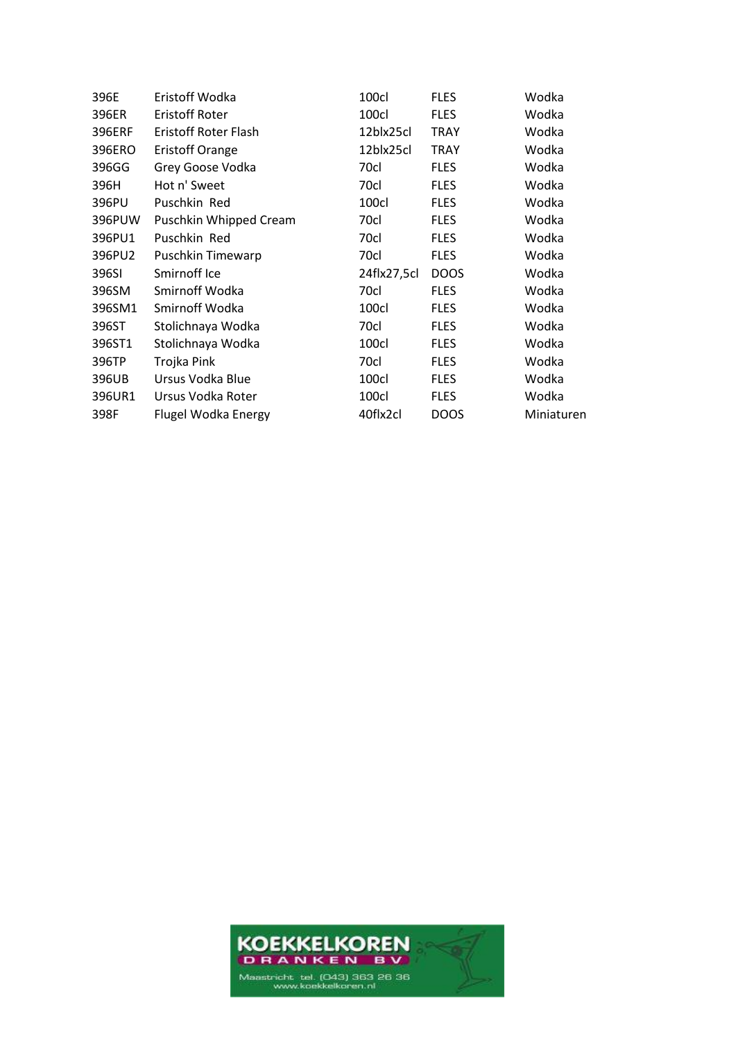| | | | | |
|---|---|---|---|---|
| 396E | Eristoff Wodka | 100cl | FLES | Wodka |
| 396ER | Eristoff Roter | 100cl | FLES | Wodka |
| 396ERF | Eristoff Roter Flash | 12blx25cl | TRAY | Wodka |
| 396ERO | Eristoff Orange | 12blx25cl | TRAY | Wodka |
| 396GG | Grey Goose Vodka | 70cl | FLES | Wodka |
| 396H | Hot n' Sweet | 70cl | FLES | Wodka |
| 396PU | Puschkin Red | 100cl | FLES | Wodka |
| 396PUW | Puschkin Whipped Cream | 70cl | FLES | Wodka |
| 396PU1 | Puschkin Red | 70cl | FLES | Wodka |
| 396PU2 | Puschkin Timewarp | 70cl | FLES | Wodka |
| 396SI | Smirnoff Ice | 24flx27,5cl | DOOS | Wodka |
| 396SM | Smirnoff Wodka | 70cl | FLES | Wodka |
| 396SM1 | Smirnoff Wodka | 100cl | FLES | Wodka |
| 396ST | Stolichnaya Wodka | 70cl | FLES | Wodka |
| 396ST1 | Stolichnaya Wodka | 100cl | FLES | Wodka |
| 396TP | Trojka Pink | 70cl | FLES | Wodka |
| 396UB | Ursus Vodka Blue | 100cl | FLES | Wodka |
| 396UR1 | Ursus Vodka Roter | 100cl | FLES | Wodka |
| 398F | Flugel Wodka Energy | 40flx2cl | DOOS | Miniaturen |

KOEKKELKOREN
DRANKEN BV
Maastricht tel. (043) 363 26 36
www.koekkelkoren.nl